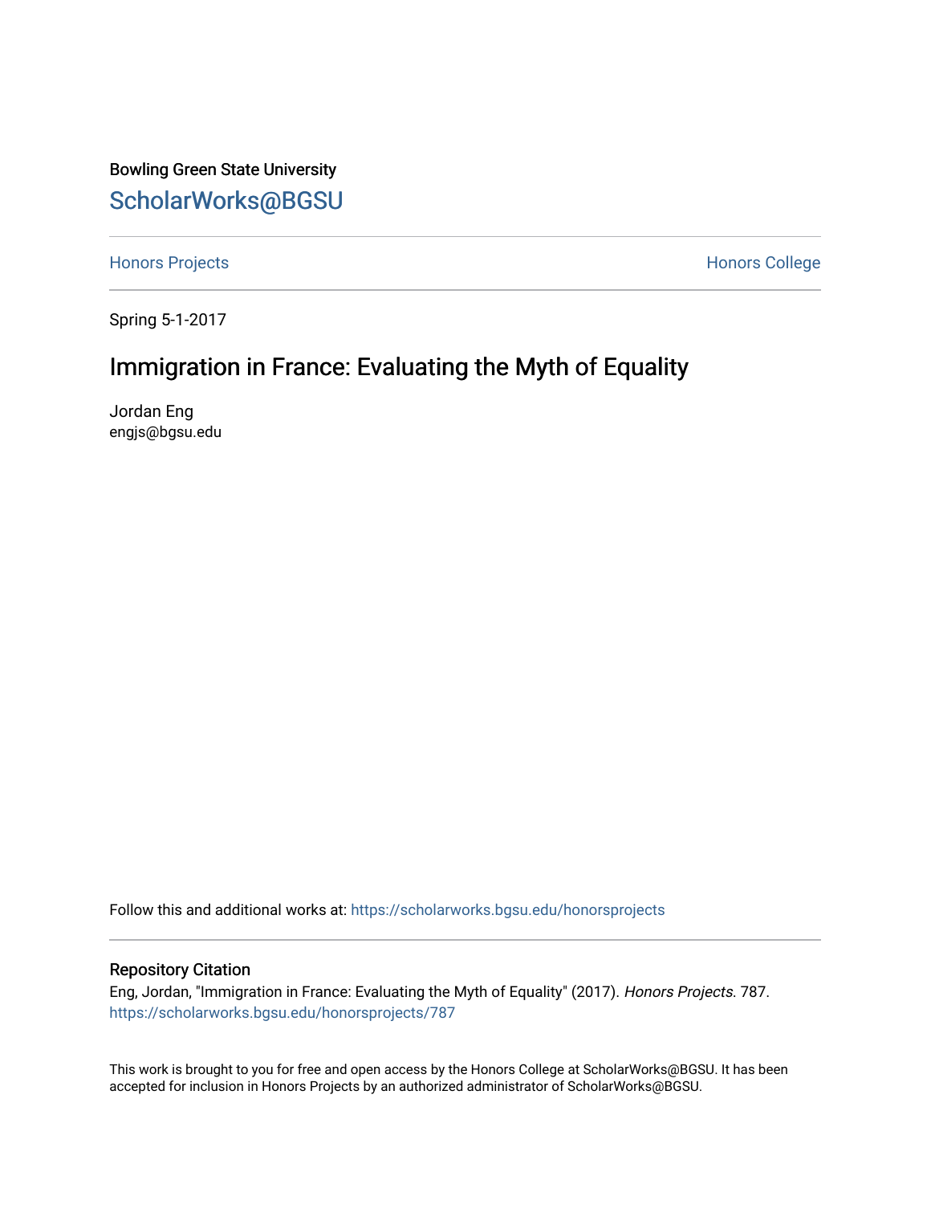Bowling Green State University

ScholarWorks@BGSU

Honors Projects | Honors College

Spring 5-1-2017

# Immigration in France: Evaluating the Myth of Equality

Jordan Eng
engjs@bgsu.edu

Follow this and additional works at: https://scholarworks.bgsu.edu/honorsprojects

## Repository Citation

Eng, Jordan, "Immigration in France: Evaluating the Myth of Equality" (2017). *Honors Projects*. 787.
https://scholarworks.bgsu.edu/honorsprojects/787

This work is brought to you for free and open access by the Honors College at ScholarWorks@BGSU. It has been accepted for inclusion in Honors Projects by an authorized administrator of ScholarWorks@BGSU.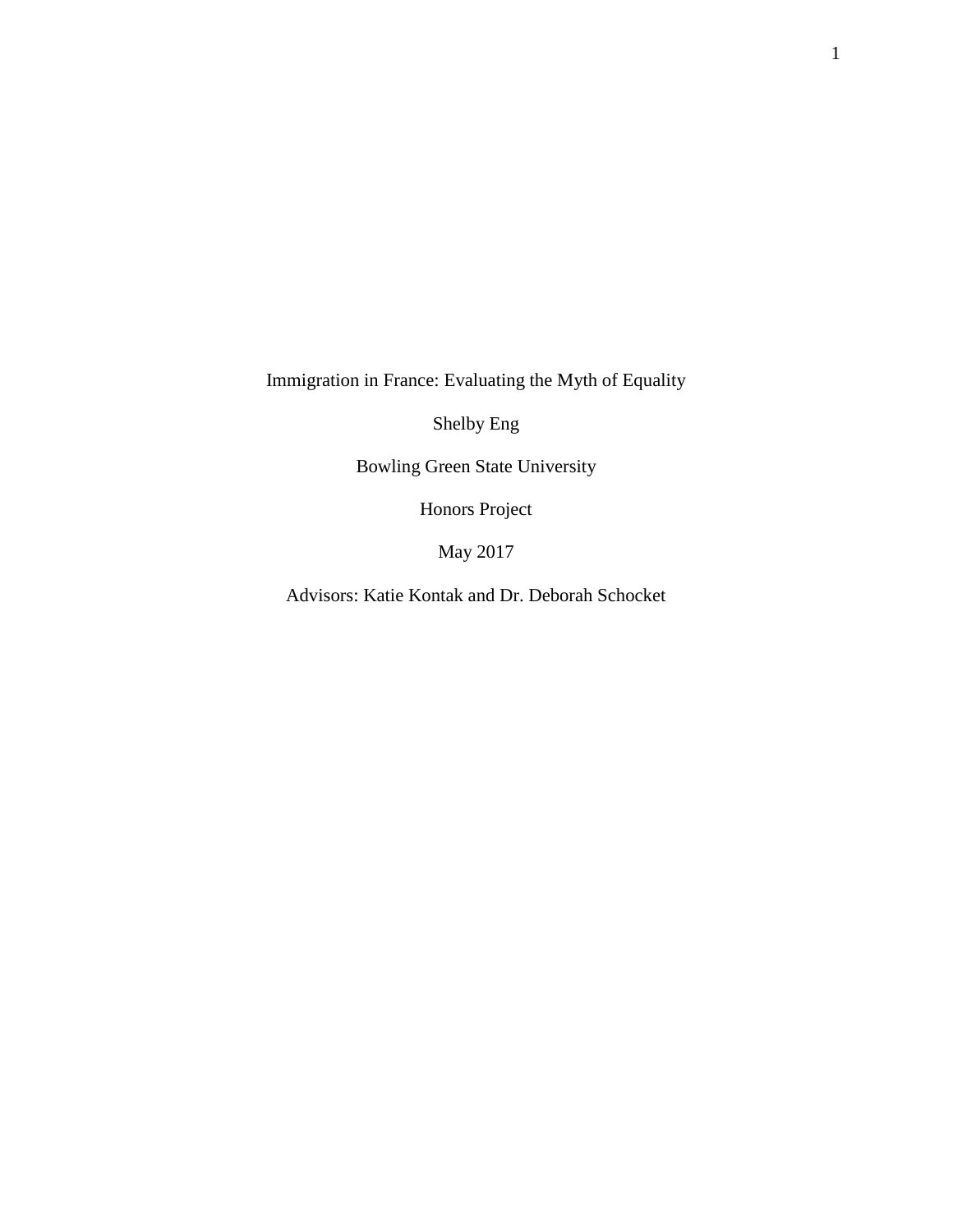# Immigration in France: Evaluating the Myth of Equality

Shelby Eng

Bowling Green State University

Honors Project

May 2017

Advisors: Katie Kontak and Dr. Deborah Schocket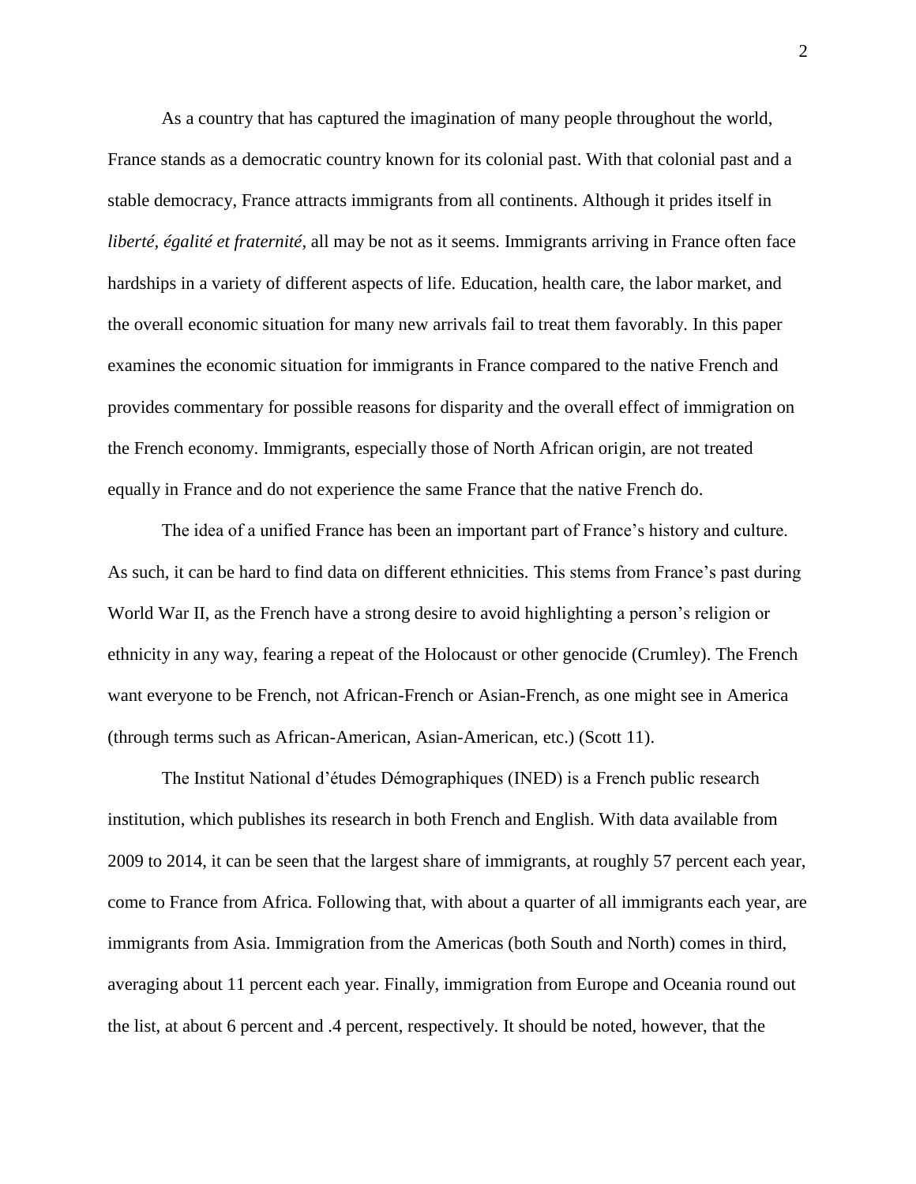As a country that has captured the imagination of many people throughout the world, France stands as a democratic country known for its colonial past. With that colonial past and a stable democracy, France attracts immigrants from all continents. Although it prides itself in *liberté, égalité et fraternité,* all may be not as it seems. Immigrants arriving in France often face hardships in a variety of different aspects of life. Education, health care, the labor market, and the overall economic situation for many new arrivals fail to treat them favorably. In this paper examines the economic situation for immigrants in France compared to the native French and provides commentary for possible reasons for disparity and the overall effect of immigration on the French economy. Immigrants, especially those of North African origin, are not treated equally in France and do not experience the same France that the native French do.

The idea of a unified France has been an important part of France's history and culture. As such, it can be hard to find data on different ethnicities. This stems from France's past during World War II, as the French have a strong desire to avoid highlighting a person's religion or ethnicity in any way, fearing a repeat of the Holocaust or other genocide (Crumley). The French want everyone to be French, not African-French or Asian-French, as one might see in America (through terms such as African-American, Asian-American, etc.) (Scott 11).

The Institut National d'études Démographiques (INED) is a French public research institution, which publishes its research in both French and English. With data available from 2009 to 2014, it can be seen that the largest share of immigrants, at roughly 57 percent each year, come to France from Africa. Following that, with about a quarter of all immigrants each year, are immigrants from Asia. Immigration from the Americas (both South and North) comes in third, averaging about 11 percent each year. Finally, immigration from Europe and Oceania round out the list, at about 6 percent and .4 percent, respectively. It should be noted, however, that the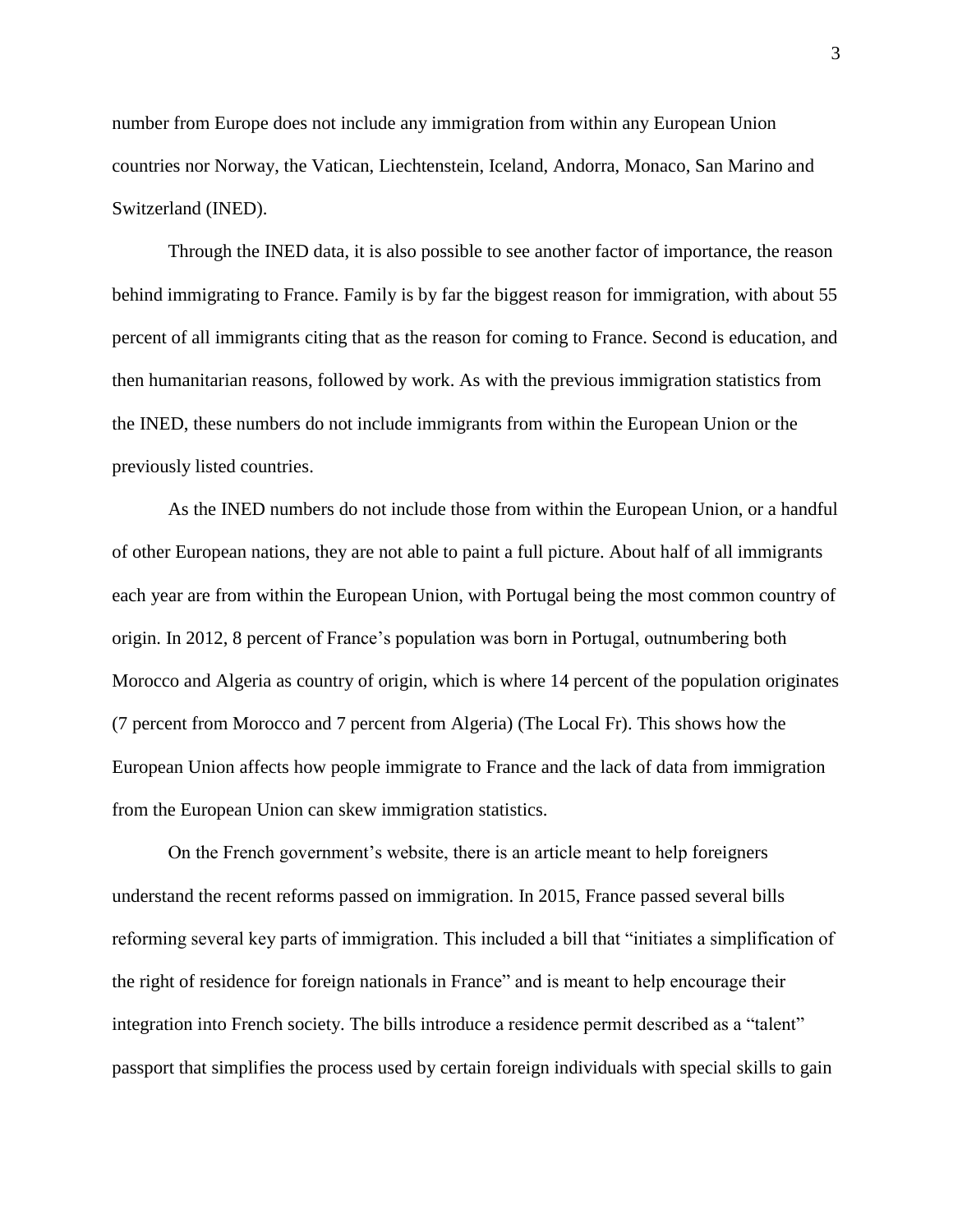number from Europe does not include any immigration from within any European Union countries nor Norway, the Vatican, Liechtenstein, Iceland, Andorra, Monaco, San Marino and Switzerland (INED).

Through the INED data, it is also possible to see another factor of importance, the reason behind immigrating to France. Family is by far the biggest reason for immigration, with about 55 percent of all immigrants citing that as the reason for coming to France. Second is education, and then humanitarian reasons, followed by work. As with the previous immigration statistics from the INED, these numbers do not include immigrants from within the European Union or the previously listed countries.

As the INED numbers do not include those from within the European Union, or a handful of other European nations, they are not able to paint a full picture. About half of all immigrants each year are from within the European Union, with Portugal being the most common country of origin. In 2012, 8 percent of France's population was born in Portugal, outnumbering both Morocco and Algeria as country of origin, which is where 14 percent of the population originates (7 percent from Morocco and 7 percent from Algeria) (The Local Fr). This shows how the European Union affects how people immigrate to France and the lack of data from immigration from the European Union can skew immigration statistics.

On the French government's website, there is an article meant to help foreigners understand the recent reforms passed on immigration. In 2015, France passed several bills reforming several key parts of immigration. This included a bill that "initiates a simplification of the right of residence for foreign nationals in France" and is meant to help encourage their integration into French society. The bills introduce a residence permit described as a "talent" passport that simplifies the process used by certain foreign individuals with special skills to gain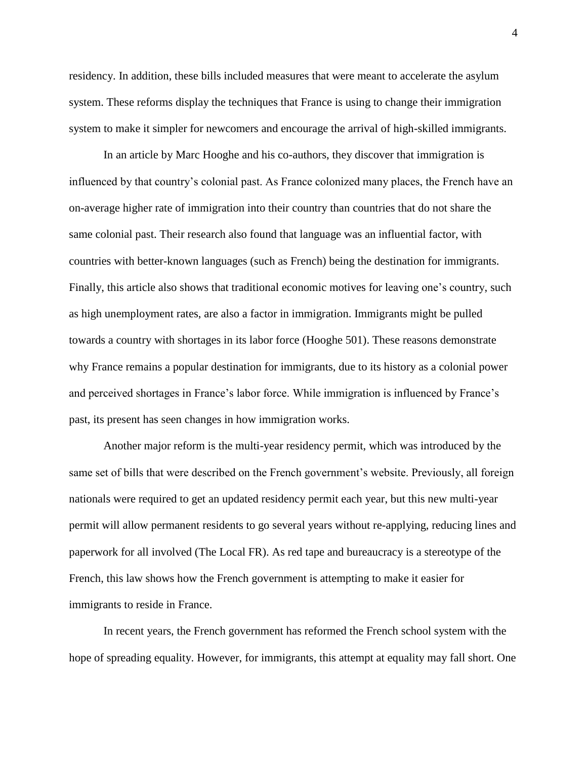residency. In addition, these bills included measures that were meant to accelerate the asylum system. These reforms display the techniques that France is using to change their immigration system to make it simpler for newcomers and encourage the arrival of high-skilled immigrants.

In an article by Marc Hooghe and his co-authors, they discover that immigration is influenced by that country's colonial past. As France colonized many places, the French have an on-average higher rate of immigration into their country than countries that do not share the same colonial past. Their research also found that language was an influential factor, with countries with better-known languages (such as French) being the destination for immigrants. Finally, this article also shows that traditional economic motives for leaving one's country, such as high unemployment rates, are also a factor in immigration. Immigrants might be pulled towards a country with shortages in its labor force (Hooghe 501). These reasons demonstrate why France remains a popular destination for immigrants, due to its history as a colonial power and perceived shortages in France's labor force. While immigration is influenced by France's past, its present has seen changes in how immigration works.

Another major reform is the multi-year residency permit, which was introduced by the same set of bills that were described on the French government's website. Previously, all foreign nationals were required to get an updated residency permit each year, but this new multi-year permit will allow permanent residents to go several years without re-applying, reducing lines and paperwork for all involved (The Local FR). As red tape and bureaucracy is a stereotype of the French, this law shows how the French government is attempting to make it easier for immigrants to reside in France.

In recent years, the French government has reformed the French school system with the hope of spreading equality. However, for immigrants, this attempt at equality may fall short. One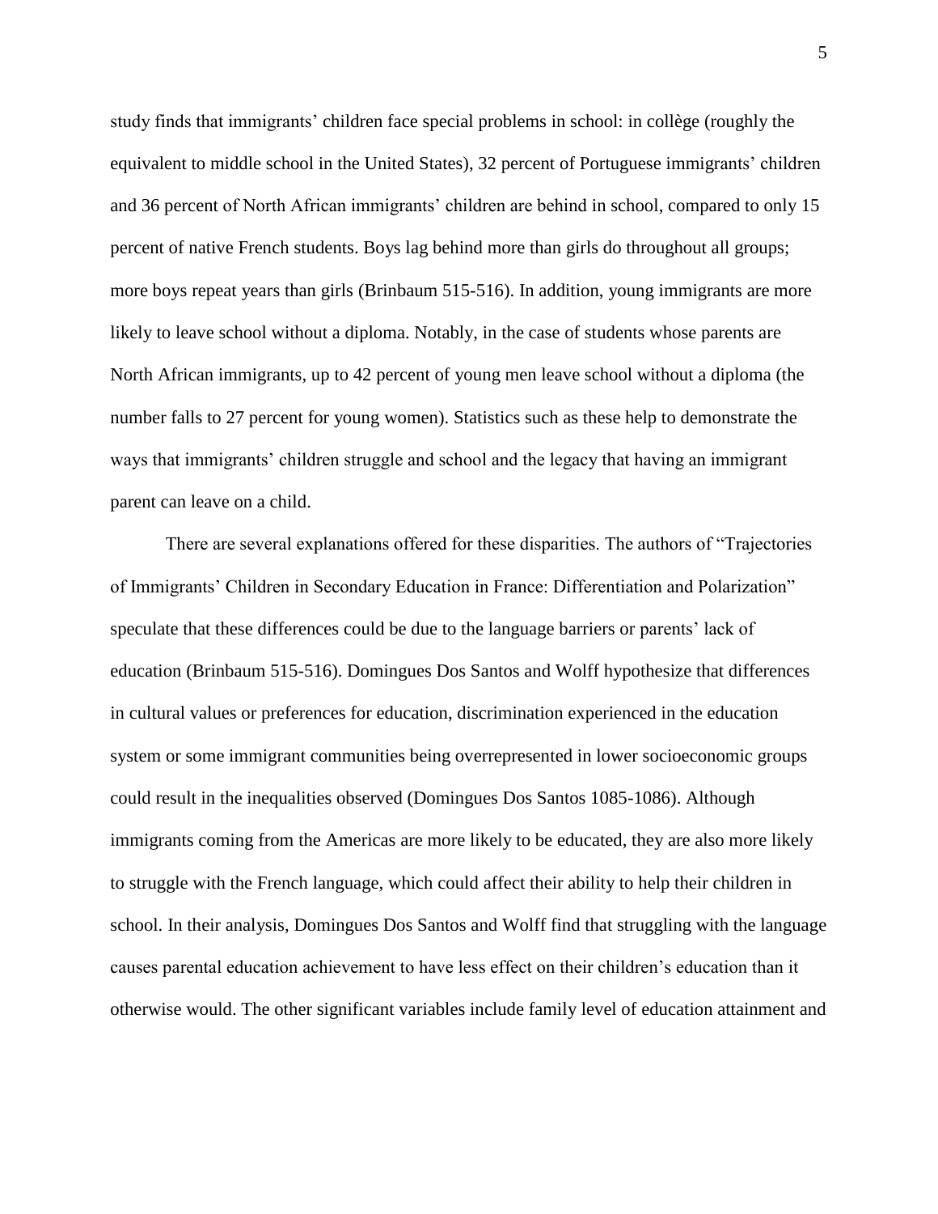study finds that immigrants' children face special problems in school: in collège (roughly the equivalent to middle school in the United States), 32 percent of Portuguese immigrants' children and 36 percent of North African immigrants' children are behind in school, compared to only 15 percent of native French students. Boys lag behind more than girls do throughout all groups; more boys repeat years than girls (Brinbaum 515-516). In addition, young immigrants are more likely to leave school without a diploma. Notably, in the case of students whose parents are North African immigrants, up to 42 percent of young men leave school without a diploma (the number falls to 27 percent for young women). Statistics such as these help to demonstrate the ways that immigrants' children struggle and school and the legacy that having an immigrant parent can leave on a child.

There are several explanations offered for these disparities. The authors of "Trajectories of Immigrants' Children in Secondary Education in France: Differentiation and Polarization" speculate that these differences could be due to the language barriers or parents' lack of education (Brinbaum 515-516). Domingues Dos Santos and Wolff hypothesize that differences in cultural values or preferences for education, discrimination experienced in the education system or some immigrant communities being overrepresented in lower socioeconomic groups could result in the inequalities observed (Domingues Dos Santos 1085-1086). Although immigrants coming from the Americas are more likely to be educated, they are also more likely to struggle with the French language, which could affect their ability to help their children in school. In their analysis, Domingues Dos Santos and Wolff find that struggling with the language causes parental education achievement to have less effect on their children's education than it otherwise would. The other significant variables include family level of education attainment and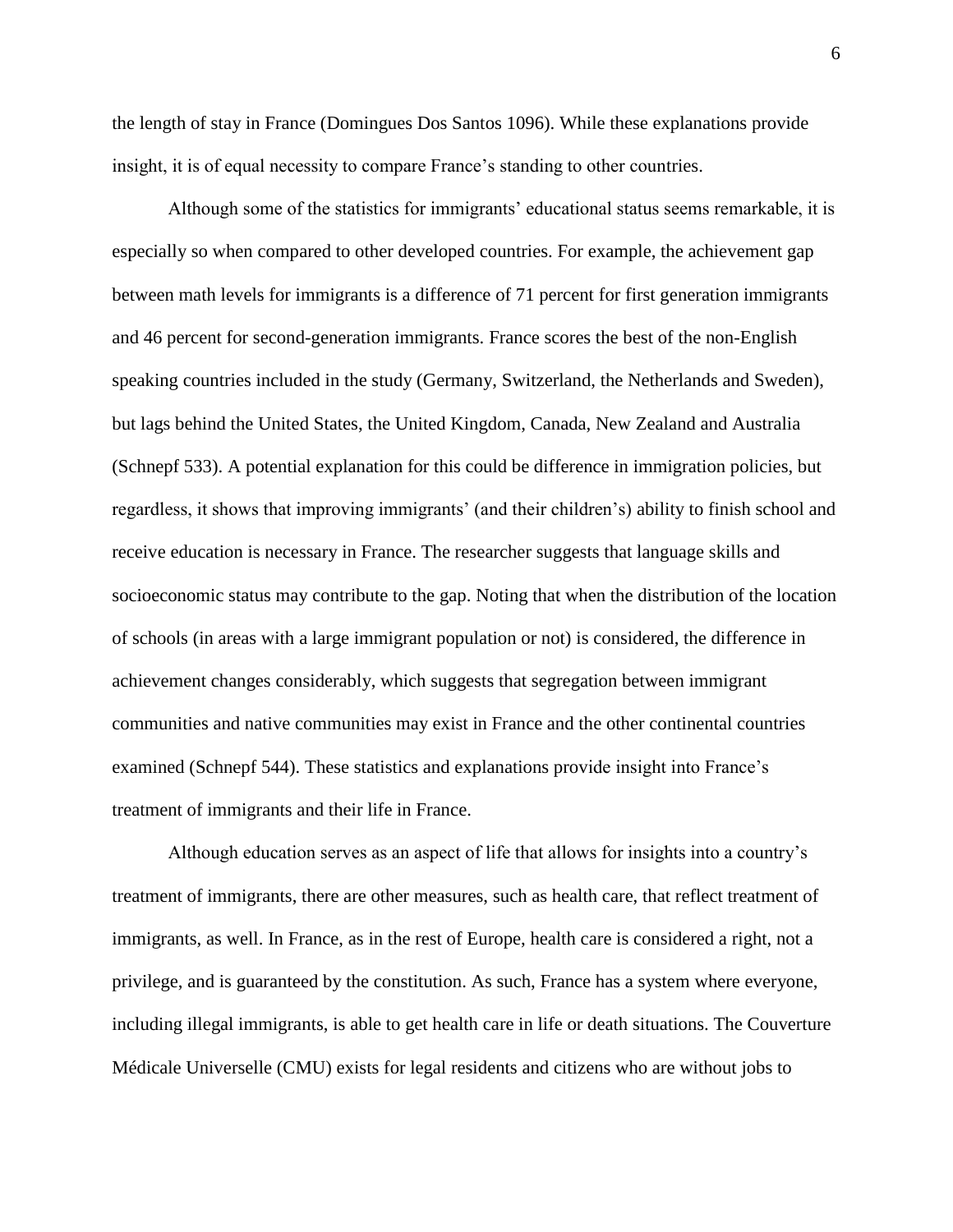the length of stay in France (Domingues Dos Santos 1096). While these explanations provide insight, it is of equal necessity to compare France's standing to other countries.

Although some of the statistics for immigrants' educational status seems remarkable, it is especially so when compared to other developed countries. For example, the achievement gap between math levels for immigrants is a difference of 71 percent for first generation immigrants and 46 percent for second-generation immigrants. France scores the best of the non-English speaking countries included in the study (Germany, Switzerland, the Netherlands and Sweden), but lags behind the United States, the United Kingdom, Canada, New Zealand and Australia (Schnepf 533). A potential explanation for this could be difference in immigration policies, but regardless, it shows that improving immigrants' (and their children's) ability to finish school and receive education is necessary in France. The researcher suggests that language skills and socioeconomic status may contribute to the gap. Noting that when the distribution of the location of schools (in areas with a large immigrant population or not) is considered, the difference in achievement changes considerably, which suggests that segregation between immigrant communities and native communities may exist in France and the other continental countries examined (Schnepf 544). These statistics and explanations provide insight into France's treatment of immigrants and their life in France.

Although education serves as an aspect of life that allows for insights into a country's treatment of immigrants, there are other measures, such as health care, that reflect treatment of immigrants, as well. In France, as in the rest of Europe, health care is considered a right, not a privilege, and is guaranteed by the constitution. As such, France has a system where everyone, including illegal immigrants, is able to get health care in life or death situations. The Couverture Médicale Universelle (CMU) exists for legal residents and citizens who are without jobs to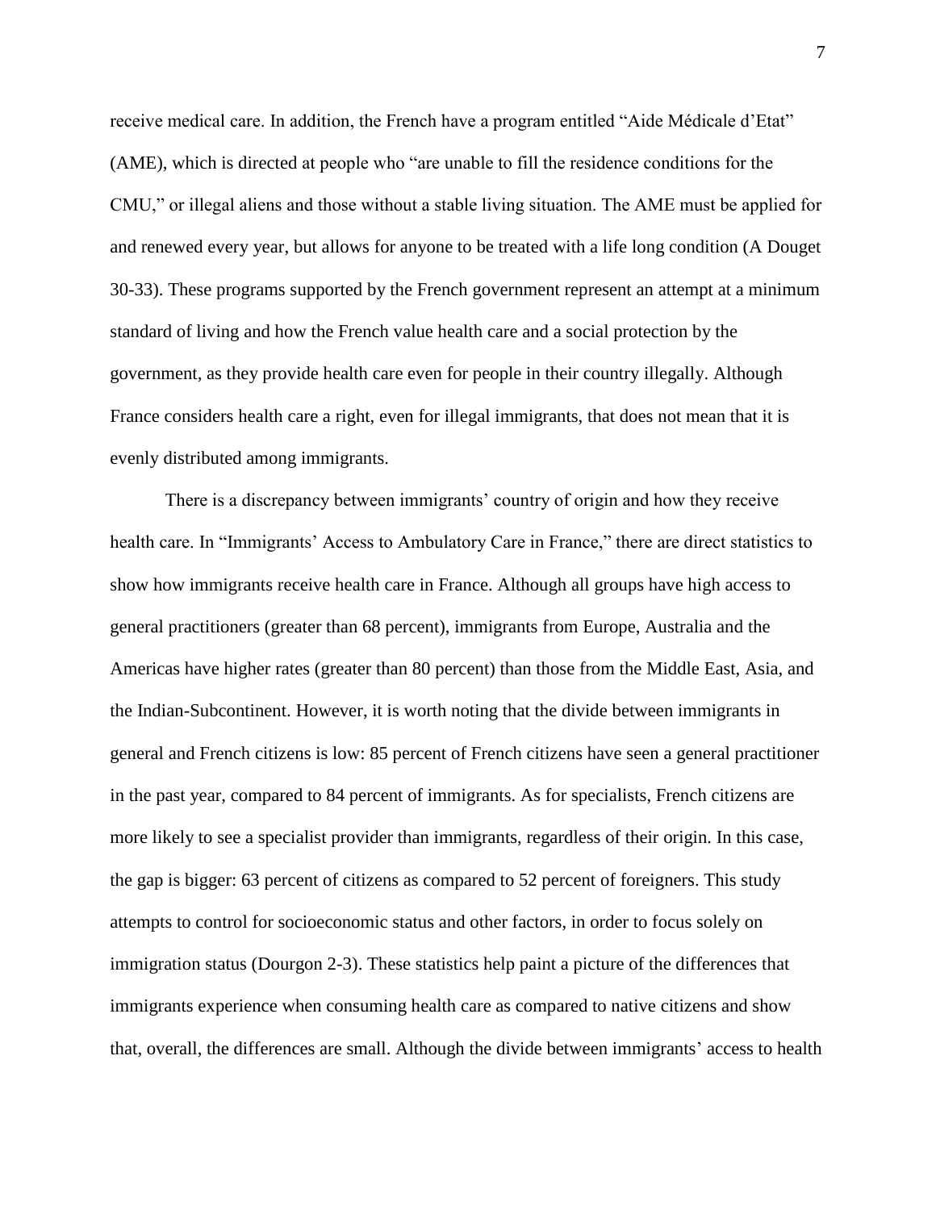receive medical care. In addition, the French have a program entitled “Aide Médicale d’Etat” (AME), which is directed at people who “are unable to fill the residence conditions for the CMU,” or illegal aliens and those without a stable living situation. The AME must be applied for and renewed every year, but allows for anyone to be treated with a life long condition (A Douget 30-33). These programs supported by the French government represent an attempt at a minimum standard of living and how the French value health care and a social protection by the government, as they provide health care even for people in their country illegally. Although France considers health care a right, even for illegal immigrants, that does not mean that it is evenly distributed among immigrants.

There is a discrepancy between immigrants’ country of origin and how they receive health care. In “Immigrants’ Access to Ambulatory Care in France,” there are direct statistics to show how immigrants receive health care in France. Although all groups have high access to general practitioners (greater than 68 percent), immigrants from Europe, Australia and the Americas have higher rates (greater than 80 percent) than those from the Middle East, Asia, and the Indian-Subcontinent. However, it is worth noting that the divide between immigrants in general and French citizens is low: 85 percent of French citizens have seen a general practitioner in the past year, compared to 84 percent of immigrants. As for specialists, French citizens are more likely to see a specialist provider than immigrants, regardless of their origin. In this case, the gap is bigger: 63 percent of citizens as compared to 52 percent of foreigners. This study attempts to control for socioeconomic status and other factors, in order to focus solely on immigration status (Dourgon 2-3). These statistics help paint a picture of the differences that immigrants experience when consuming health care as compared to native citizens and show that, overall, the differences are small. Although the divide between immigrants’ access to health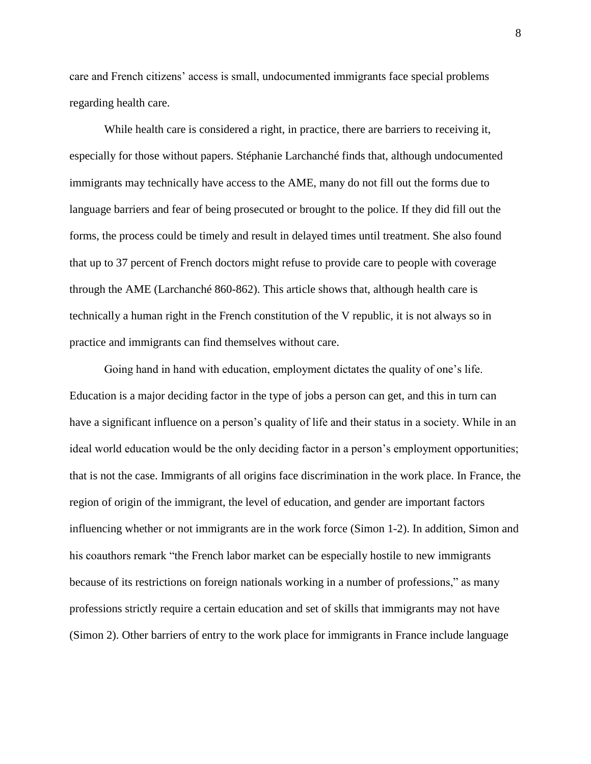care and French citizens' access is small, undocumented immigrants face special problems regarding health care.

While health care is considered a right, in practice, there are barriers to receiving it, especially for those without papers. Stéphanie Larchanché finds that, although undocumented immigrants may technically have access to the AME, many do not fill out the forms due to language barriers and fear of being prosecuted or brought to the police. If they did fill out the forms, the process could be timely and result in delayed times until treatment. She also found that up to 37 percent of French doctors might refuse to provide care to people with coverage through the AME (Larchanché 860-862). This article shows that, although health care is technically a human right in the French constitution of the V republic, it is not always so in practice and immigrants can find themselves without care.

Going hand in hand with education, employment dictates the quality of one's life. Education is a major deciding factor in the type of jobs a person can get, and this in turn can have a significant influence on a person's quality of life and their status in a society. While in an ideal world education would be the only deciding factor in a person's employment opportunities; that is not the case. Immigrants of all origins face discrimination in the work place. In France, the region of origin of the immigrant, the level of education, and gender are important factors influencing whether or not immigrants are in the work force (Simon 1-2). In addition, Simon and his coauthors remark "the French labor market can be especially hostile to new immigrants because of its restrictions on foreign nationals working in a number of professions," as many professions strictly require a certain education and set of skills that immigrants may not have (Simon 2). Other barriers of entry to the work place for immigrants in France include language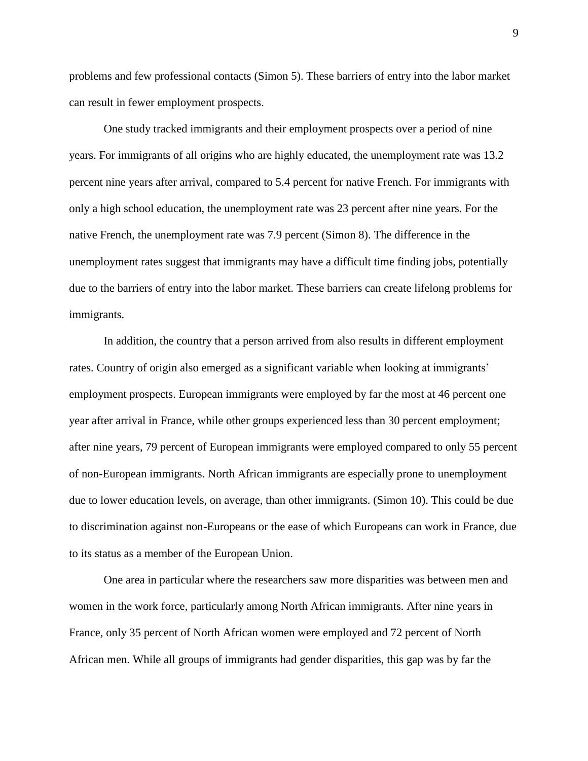problems and few professional contacts (Simon 5). These barriers of entry into the labor market can result in fewer employment prospects.

One study tracked immigrants and their employment prospects over a period of nine years. For immigrants of all origins who are highly educated, the unemployment rate was 13.2 percent nine years after arrival, compared to 5.4 percent for native French. For immigrants with only a high school education, the unemployment rate was 23 percent after nine years. For the native French, the unemployment rate was 7.9 percent (Simon 8). The difference in the unemployment rates suggest that immigrants may have a difficult time finding jobs, potentially due to the barriers of entry into the labor market. These barriers can create lifelong problems for immigrants.

In addition, the country that a person arrived from also results in different employment rates. Country of origin also emerged as a significant variable when looking at immigrants' employment prospects. European immigrants were employed by far the most at 46 percent one year after arrival in France, while other groups experienced less than 30 percent employment; after nine years, 79 percent of European immigrants were employed compared to only 55 percent of non-European immigrants. North African immigrants are especially prone to unemployment due to lower education levels, on average, than other immigrants. (Simon 10). This could be due to discrimination against non-Europeans or the ease of which Europeans can work in France, due to its status as a member of the European Union.

One area in particular where the researchers saw more disparities was between men and women in the work force, particularly among North African immigrants. After nine years in France, only 35 percent of North African women were employed and 72 percent of North African men. While all groups of immigrants had gender disparities, this gap was by far the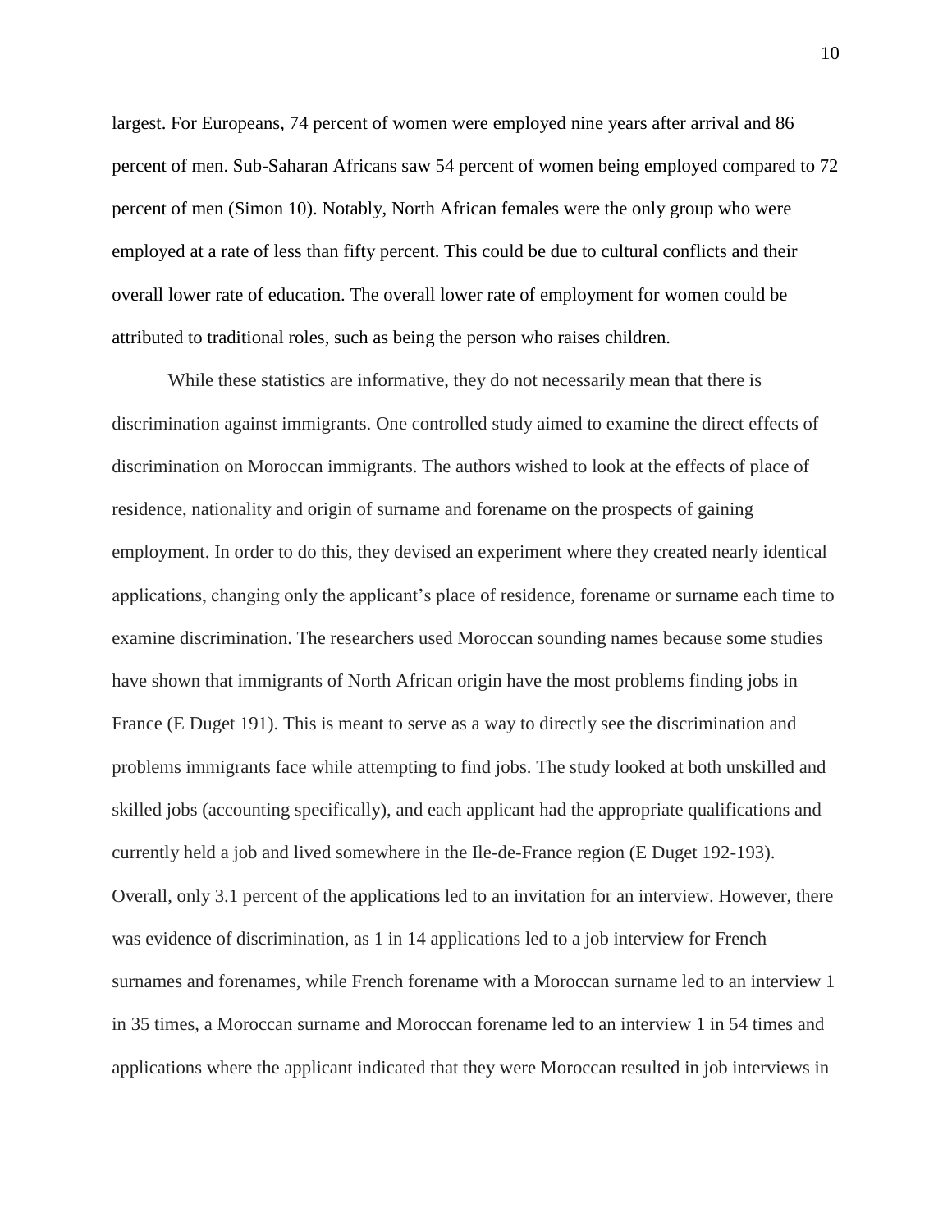largest. For Europeans, 74 percent of women were employed nine years after arrival and 86 percent of men. Sub-Saharan Africans saw 54 percent of women being employed compared to 72 percent of men (Simon 10). Notably, North African females were the only group who were employed at a rate of less than fifty percent. This could be due to cultural conflicts and their overall lower rate of education. The overall lower rate of employment for women could be attributed to traditional roles, such as being the person who raises children.

While these statistics are informative, they do not necessarily mean that there is discrimination against immigrants. One controlled study aimed to examine the direct effects of discrimination on Moroccan immigrants. The authors wished to look at the effects of place of residence, nationality and origin of surname and forename on the prospects of gaining employment. In order to do this, they devised an experiment where they created nearly identical applications, changing only the applicant's place of residence, forename or surname each time to examine discrimination. The researchers used Moroccan sounding names because some studies have shown that immigrants of North African origin have the most problems finding jobs in France (E Duget 191). This is meant to serve as a way to directly see the discrimination and problems immigrants face while attempting to find jobs. The study looked at both unskilled and skilled jobs (accounting specifically), and each applicant had the appropriate qualifications and currently held a job and lived somewhere in the Ile-de-France region (E Duget 192-193). Overall, only 3.1 percent of the applications led to an invitation for an interview. However, there was evidence of discrimination, as 1 in 14 applications led to a job interview for French surnames and forenames, while French forename with a Moroccan surname led to an interview 1 in 35 times, a Moroccan surname and Moroccan forename led to an interview 1 in 54 times and applications where the applicant indicated that they were Moroccan resulted in job interviews in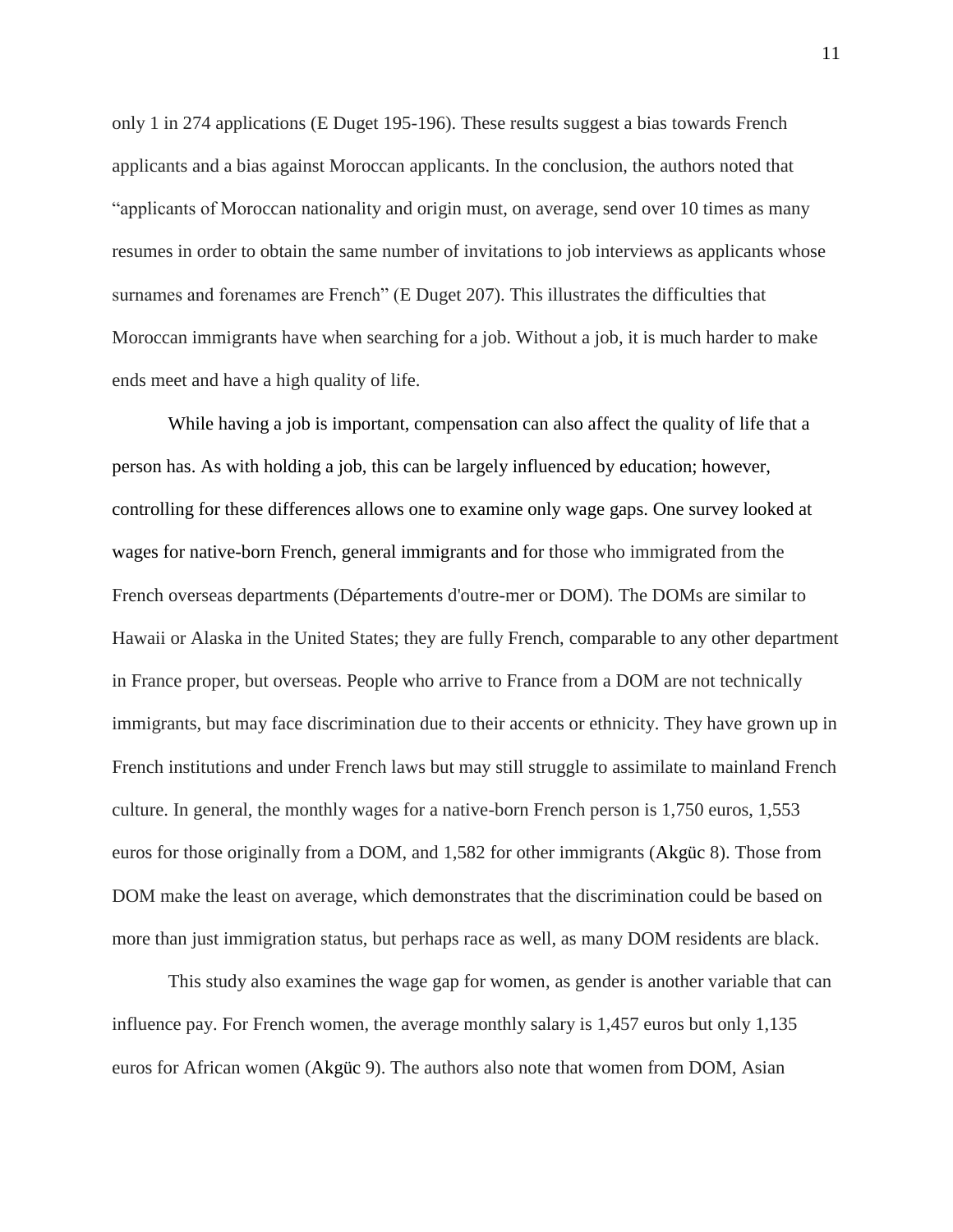only 1 in 274 applications (E Duget 195-196). These results suggest a bias towards French applicants and a bias against Moroccan applicants. In the conclusion, the authors noted that "applicants of Moroccan nationality and origin must, on average, send over 10 times as many resumes in order to obtain the same number of invitations to job interviews as applicants whose surnames and forenames are French" (E Duget 207). This illustrates the difficulties that Moroccan immigrants have when searching for a job. Without a job, it is much harder to make ends meet and have a high quality of life.

While having a job is important, compensation can also affect the quality of life that a person has. As with holding a job, this can be largely influenced by education; however, controlling for these differences allows one to examine only wage gaps. One survey looked at wages for native-born French, general immigrants and for those who immigrated from the French overseas departments (Départements d'outre-mer or DOM). The DOMs are similar to Hawaii or Alaska in the United States; they are fully French, comparable to any other department in France proper, but overseas. People who arrive to France from a DOM are not technically immigrants, but may face discrimination due to their accents or ethnicity. They have grown up in French institutions and under French laws but may still struggle to assimilate to mainland French culture. In general, the monthly wages for a native-born French person is 1,750 euros, 1,553 euros for those originally from a DOM, and 1,582 for other immigrants (Akgüc 8). Those from DOM make the least on average, which demonstrates that the discrimination could be based on more than just immigration status, but perhaps race as well, as many DOM residents are black.

This study also examines the wage gap for women, as gender is another variable that can influence pay. For French women, the average monthly salary is 1,457 euros but only 1,135 euros for African women (Akgüc 9). The authors also note that women from DOM, Asian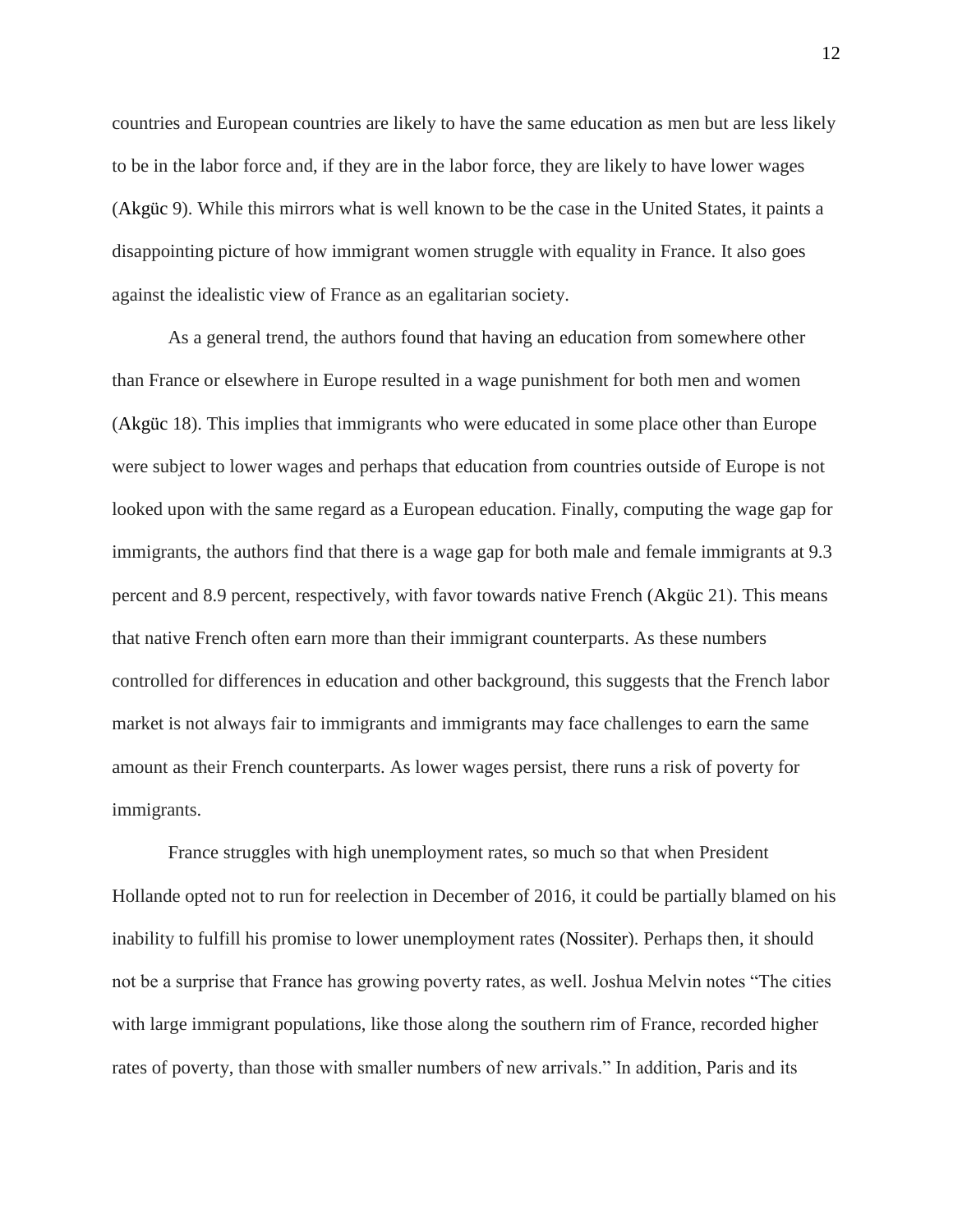countries and European countries are likely to have the same education as men but are less likely to be in the labor force and, if they are in the labor force, they are likely to have lower wages (Akgüc 9). While this mirrors what is well known to be the case in the United States, it paints a disappointing picture of how immigrant women struggle with equality in France. It also goes against the idealistic view of France as an egalitarian society.

As a general trend, the authors found that having an education from somewhere other than France or elsewhere in Europe resulted in a wage punishment for both men and women (Akgüc 18). This implies that immigrants who were educated in some place other than Europe were subject to lower wages and perhaps that education from countries outside of Europe is not looked upon with the same regard as a European education. Finally, computing the wage gap for immigrants, the authors find that there is a wage gap for both male and female immigrants at 9.3 percent and 8.9 percent, respectively, with favor towards native French (Akgüc 21). This means that native French often earn more than their immigrant counterparts. As these numbers controlled for differences in education and other background, this suggests that the French labor market is not always fair to immigrants and immigrants may face challenges to earn the same amount as their French counterparts. As lower wages persist, there runs a risk of poverty for immigrants.

France struggles with high unemployment rates, so much so that when President Hollande opted not to run for reelection in December of 2016, it could be partially blamed on his inability to fulfill his promise to lower unemployment rates (Nossiter). Perhaps then, it should not be a surprise that France has growing poverty rates, as well. Joshua Melvin notes "The cities with large immigrant populations, like those along the southern rim of France, recorded higher rates of poverty, than those with smaller numbers of new arrivals." In addition, Paris and its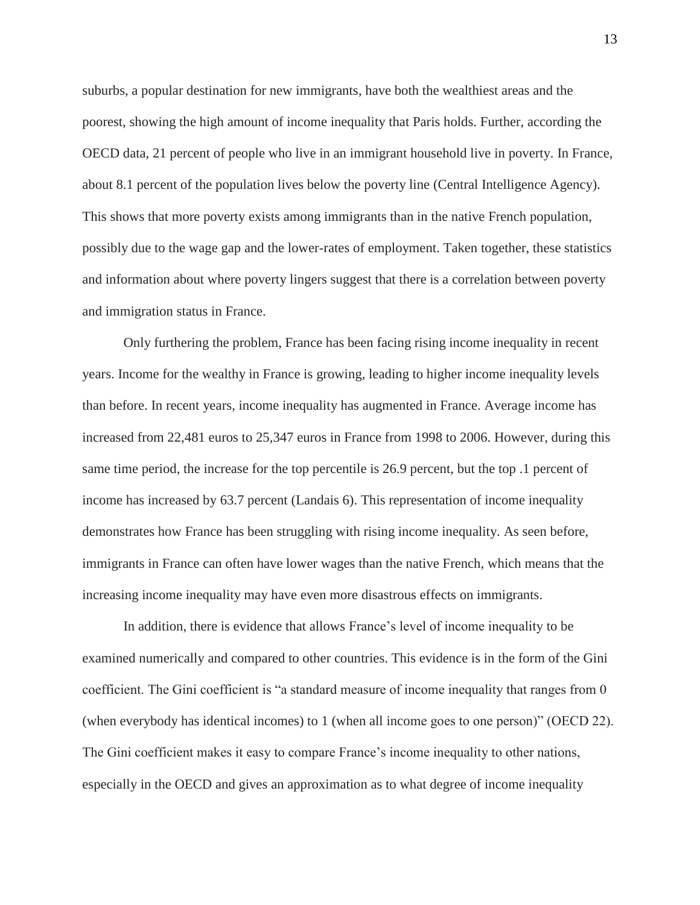suburbs, a popular destination for new immigrants, have both the wealthiest areas and the poorest, showing the high amount of income inequality that Paris holds. Further, according the OECD data, 21 percent of people who live in an immigrant household live in poverty. In France, about 8.1 percent of the population lives below the poverty line (Central Intelligence Agency). This shows that more poverty exists among immigrants than in the native French population, possibly due to the wage gap and the lower-rates of employment. Taken together, these statistics and information about where poverty lingers suggest that there is a correlation between poverty and immigration status in France.

Only furthering the problem, France has been facing rising income inequality in recent years. Income for the wealthy in France is growing, leading to higher income inequality levels than before. In recent years, income inequality has augmented in France. Average income has increased from 22,481 euros to 25,347 euros in France from 1998 to 2006. However, during this same time period, the increase for the top percentile is 26.9 percent, but the top .1 percent of income has increased by 63.7 percent (Landais 6). This representation of income inequality demonstrates how France has been struggling with rising income inequality. As seen before, immigrants in France can often have lower wages than the native French, which means that the increasing income inequality may have even more disastrous effects on immigrants.

In addition, there is evidence that allows France's level of income inequality to be examined numerically and compared to other countries. This evidence is in the form of the Gini coefficient. The Gini coefficient is "a standard measure of income inequality that ranges from 0 (when everybody has identical incomes) to 1 (when all income goes to one person)" (OECD 22). The Gini coefficient makes it easy to compare France's income inequality to other nations, especially in the OECD and gives an approximation as to what degree of income inequality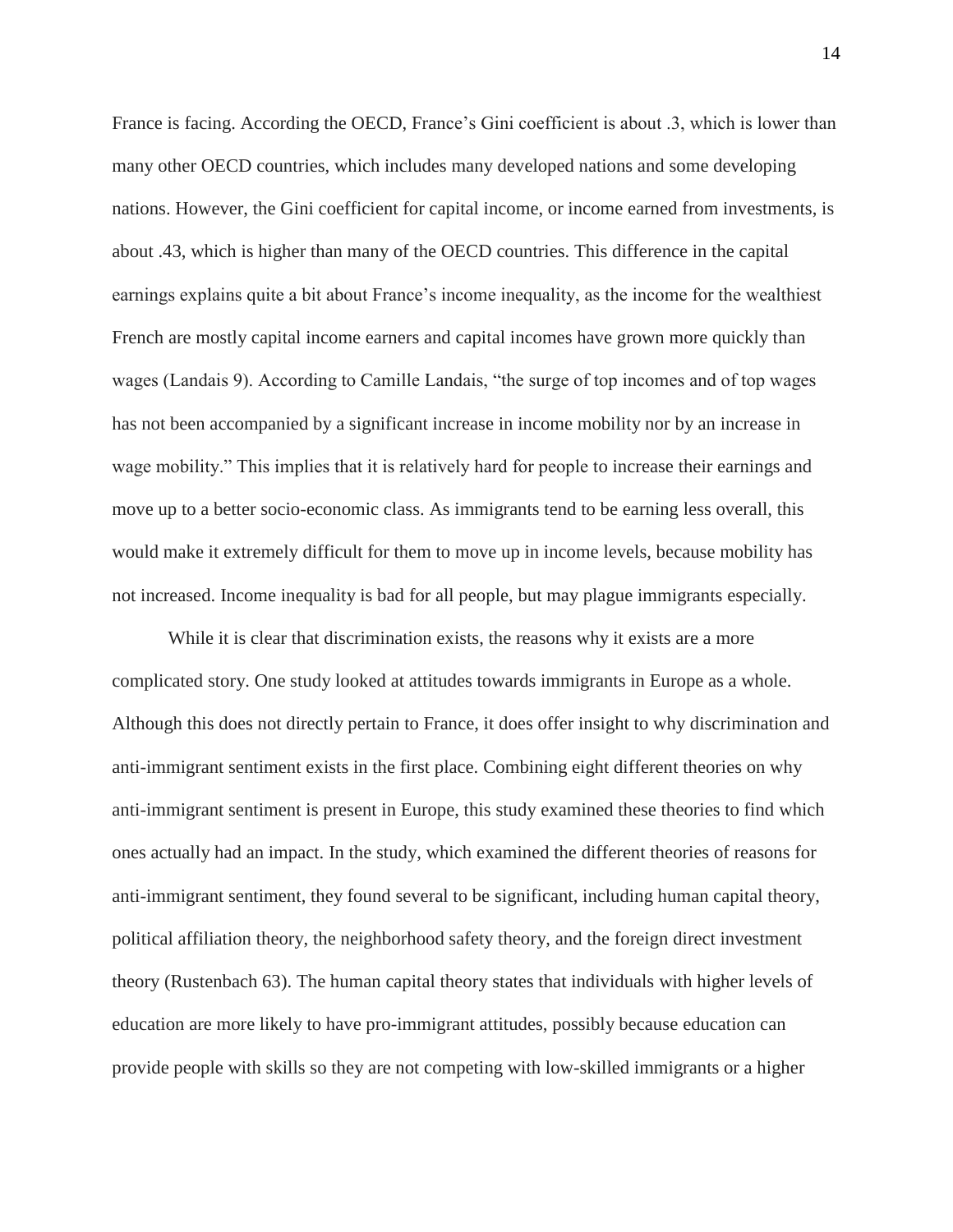France is facing. According the OECD, France's Gini coefficient is about .3, which is lower than many other OECD countries, which includes many developed nations and some developing nations. However, the Gini coefficient for capital income, or income earned from investments, is about .43, which is higher than many of the OECD countries. This difference in the capital earnings explains quite a bit about France's income inequality, as the income for the wealthiest French are mostly capital income earners and capital incomes have grown more quickly than wages (Landais 9). According to Camille Landais, "the surge of top incomes and of top wages has not been accompanied by a significant increase in income mobility nor by an increase in wage mobility." This implies that it is relatively hard for people to increase their earnings and move up to a better socio-economic class. As immigrants tend to be earning less overall, this would make it extremely difficult for them to move up in income levels, because mobility has not increased. Income inequality is bad for all people, but may plague immigrants especially.

While it is clear that discrimination exists, the reasons why it exists are a more complicated story. One study looked at attitudes towards immigrants in Europe as a whole. Although this does not directly pertain to France, it does offer insight to why discrimination and anti-immigrant sentiment exists in the first place. Combining eight different theories on why anti-immigrant sentiment is present in Europe, this study examined these theories to find which ones actually had an impact. In the study, which examined the different theories of reasons for anti-immigrant sentiment, they found several to be significant, including human capital theory, political affiliation theory, the neighborhood safety theory, and the foreign direct investment theory (Rustenbach 63). The human capital theory states that individuals with higher levels of education are more likely to have pro-immigrant attitudes, possibly because education can provide people with skills so they are not competing with low-skilled immigrants or a higher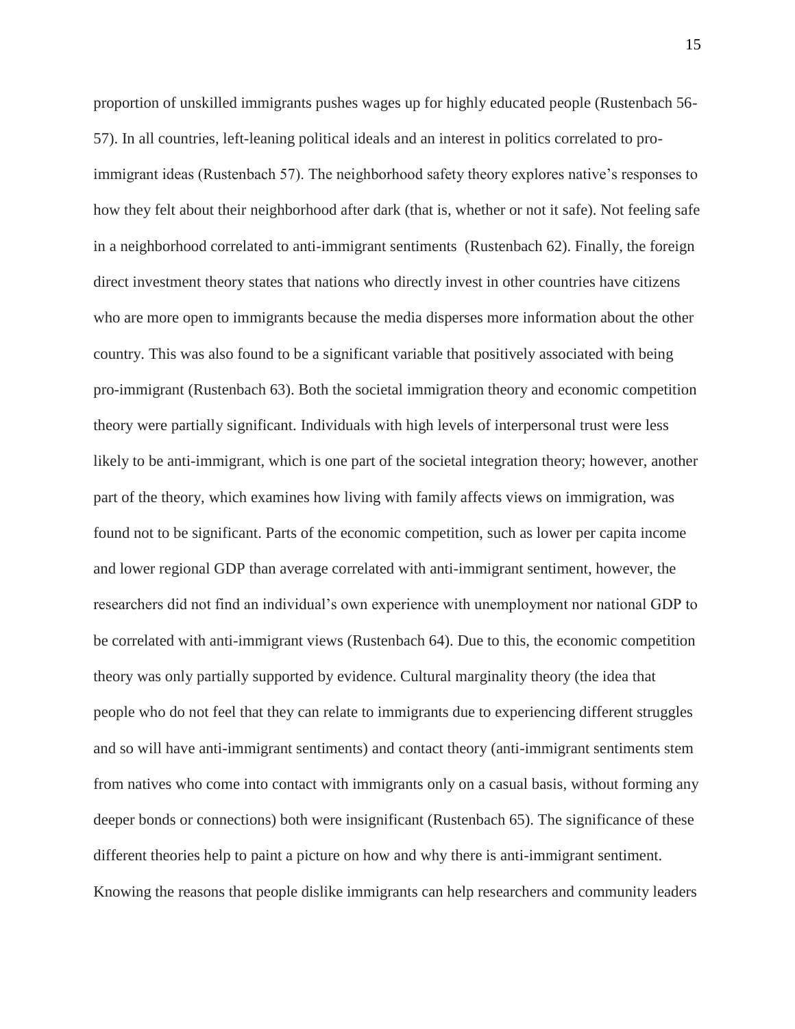proportion of unskilled immigrants pushes wages up for highly educated people (Rustenbach 56-57). In all countries, left-leaning political ideals and an interest in politics correlated to pro-immigrant ideas (Rustenbach 57). The neighborhood safety theory explores native's responses to how they felt about their neighborhood after dark (that is, whether or not it safe). Not feeling safe in a neighborhood correlated to anti-immigrant sentiments (Rustenbach 62). Finally, the foreign direct investment theory states that nations who directly invest in other countries have citizens who are more open to immigrants because the media disperses more information about the other country. This was also found to be a significant variable that positively associated with being pro-immigrant (Rustenbach 63). Both the societal immigration theory and economic competition theory were partially significant. Individuals with high levels of interpersonal trust were less likely to be anti-immigrant, which is one part of the societal integration theory; however, another part of the theory, which examines how living with family affects views on immigration, was found not to be significant. Parts of the economic competition, such as lower per capita income and lower regional GDP than average correlated with anti-immigrant sentiment, however, the researchers did not find an individual's own experience with unemployment nor national GDP to be correlated with anti-immigrant views (Rustenbach 64). Due to this, the economic competition theory was only partially supported by evidence. Cultural marginality theory (the idea that people who do not feel that they can relate to immigrants due to experiencing different struggles and so will have anti-immigrant sentiments) and contact theory (anti-immigrant sentiments stem from natives who come into contact with immigrants only on a casual basis, without forming any deeper bonds or connections) both were insignificant (Rustenbach 65). The significance of these different theories help to paint a picture on how and why there is anti-immigrant sentiment. Knowing the reasons that people dislike immigrants can help researchers and community leaders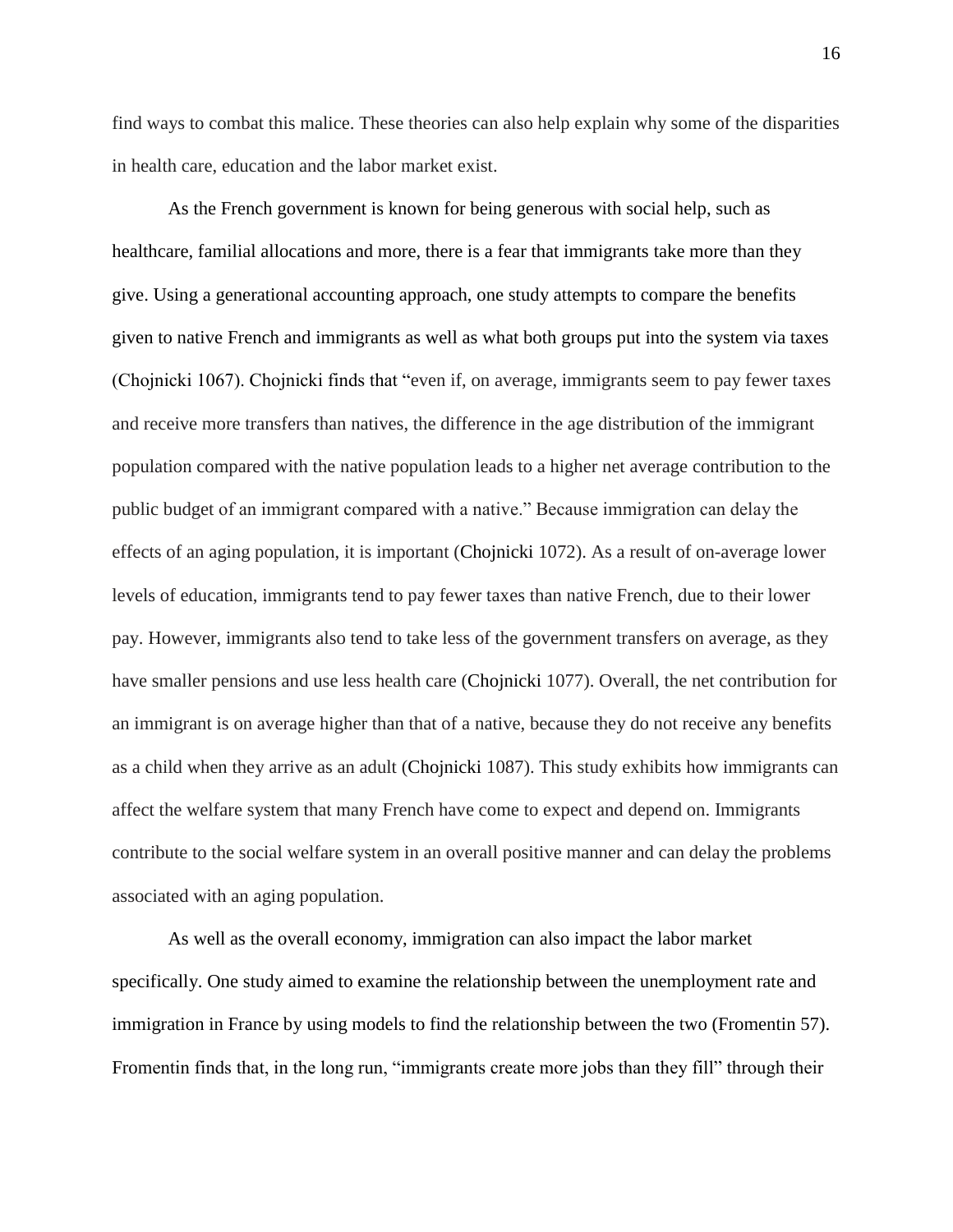find ways to combat this malice. These theories can also help explain why some of the disparities in health care, education and the labor market exist.

As the French government is known for being generous with social help, such as healthcare, familial allocations and more, there is a fear that immigrants take more than they give. Using a generational accounting approach, one study attempts to compare the benefits given to native French and immigrants as well as what both groups put into the system via taxes (Chojnicki 1067). Chojnicki finds that "even if, on average, immigrants seem to pay fewer taxes and receive more transfers than natives, the difference in the age distribution of the immigrant population compared with the native population leads to a higher net average contribution to the public budget of an immigrant compared with a native." Because immigration can delay the effects of an aging population, it is important (Chojnicki 1072). As a result of on-average lower levels of education, immigrants tend to pay fewer taxes than native French, due to their lower pay. However, immigrants also tend to take less of the government transfers on average, as they have smaller pensions and use less health care (Chojnicki 1077). Overall, the net contribution for an immigrant is on average higher than that of a native, because they do not receive any benefits as a child when they arrive as an adult (Chojnicki 1087). This study exhibits how immigrants can affect the welfare system that many French have come to expect and depend on. Immigrants contribute to the social welfare system in an overall positive manner and can delay the problems associated with an aging population.

As well as the overall economy, immigration can also impact the labor market specifically. One study aimed to examine the relationship between the unemployment rate and immigration in France by using models to find the relationship between the two (Fromentin 57). Fromentin finds that, in the long run, "immigrants create more jobs than they fill" through their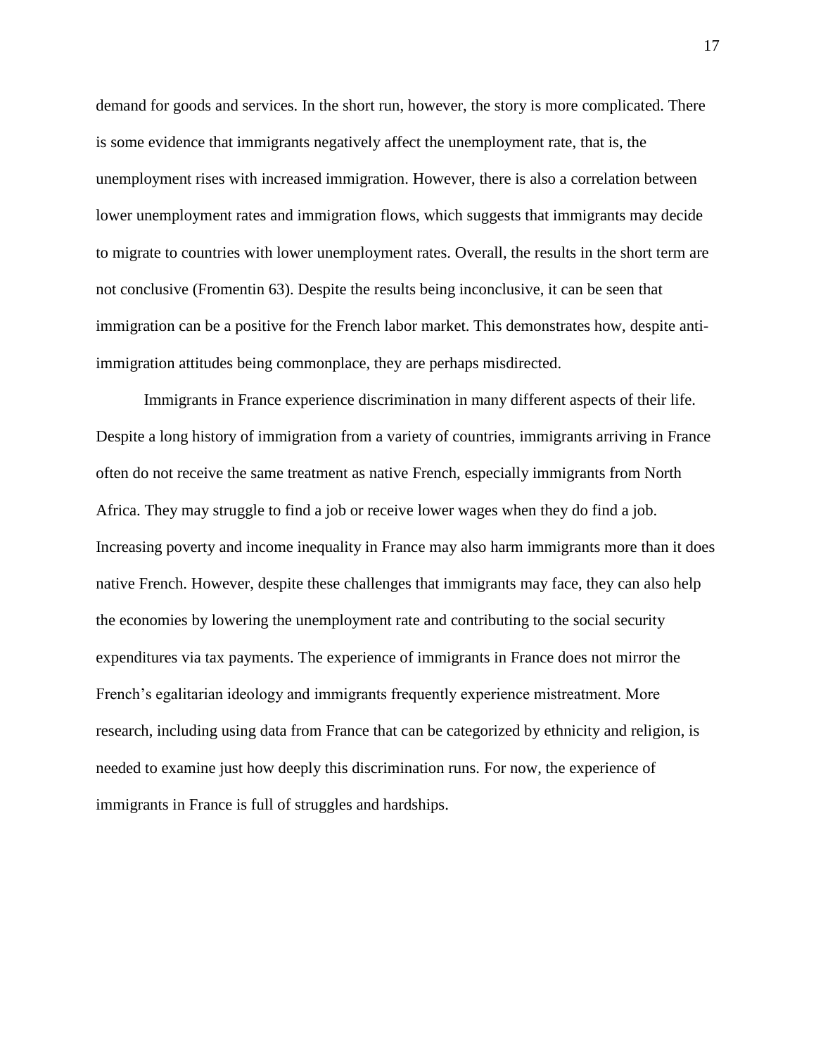demand for goods and services. In the short run, however, the story is more complicated. There is some evidence that immigrants negatively affect the unemployment rate, that is, the unemployment rises with increased immigration. However, there is also a correlation between lower unemployment rates and immigration flows, which suggests that immigrants may decide to migrate to countries with lower unemployment rates. Overall, the results in the short term are not conclusive (Fromentin 63). Despite the results being inconclusive, it can be seen that immigration can be a positive for the French labor market. This demonstrates how, despite anti-immigration attitudes being commonplace, they are perhaps misdirected.

Immigrants in France experience discrimination in many different aspects of their life. Despite a long history of immigration from a variety of countries, immigrants arriving in France often do not receive the same treatment as native French, especially immigrants from North Africa. They may struggle to find a job or receive lower wages when they do find a job. Increasing poverty and income inequality in France may also harm immigrants more than it does native French. However, despite these challenges that immigrants may face, they can also help the economies by lowering the unemployment rate and contributing to the social security expenditures via tax payments. The experience of immigrants in France does not mirror the French's egalitarian ideology and immigrants frequently experience mistreatment. More research, including using data from France that can be categorized by ethnicity and religion, is needed to examine just how deeply this discrimination runs. For now, the experience of immigrants in France is full of struggles and hardships.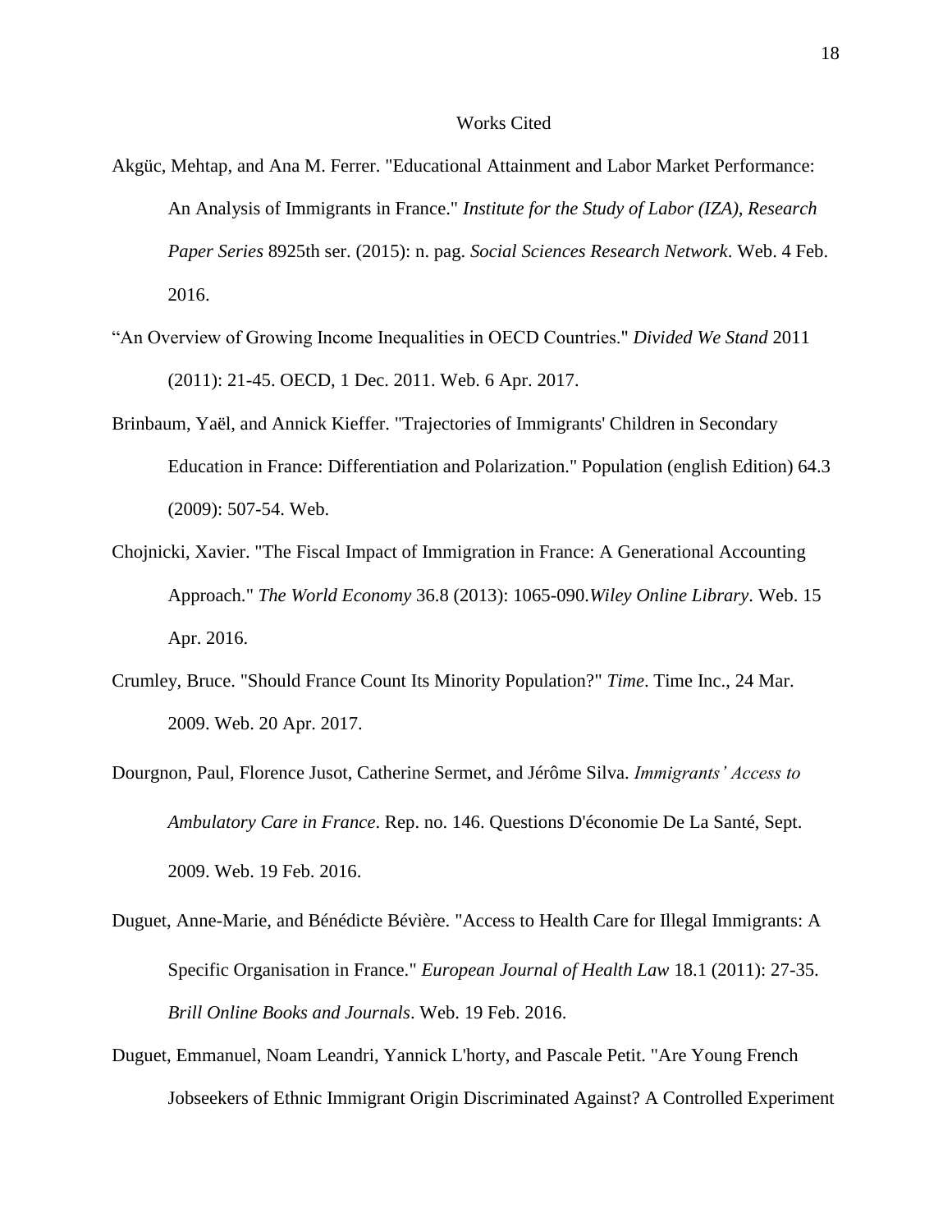# Works Cited

Akgüc, Mehtap, and Ana M. Ferrer. "Educational Attainment and Labor Market Performance: An Analysis of Immigrants in France." *Institute for the Study of Labor (IZA), Research Paper Series* 8925th ser. (2015): n. pag. *Social Sciences Research Network*. Web. 4 Feb. 2016.

"An Overview of Growing Income Inequalities in OECD Countries." *Divided We Stand* 2011 (2011): 21-45. OECD, 1 Dec. 2011. Web. 6 Apr. 2017.

Brinbaum, Yaël, and Annick Kieffer. "Trajectories of Immigrants' Children in Secondary Education in France: Differentiation and Polarization." Population (english Edition) 64.3 (2009): 507-54. Web.

Chojnicki, Xavier. "The Fiscal Impact of Immigration in France: A Generational Accounting Approach." *The World Economy* 36.8 (2013): 1065-090.*Wiley Online Library*. Web. 15 Apr. 2016.

Crumley, Bruce. "Should France Count Its Minority Population?" *Time*. Time Inc., 24 Mar. 2009. Web. 20 Apr. 2017.

Dourgnon, Paul, Florence Jusot, Catherine Sermet, and Jérôme Silva. *Immigrants' Access to Ambulatory Care in France*. Rep. no. 146. Questions D'économie De La Santé, Sept. 2009. Web. 19 Feb. 2016.

Duguet, Anne-Marie, and Bénédicte Bévière. "Access to Health Care for Illegal Immigrants: A Specific Organisation in France." *European Journal of Health Law* 18.1 (2011): 27-35. *Brill Online Books and Journals*. Web. 19 Feb. 2016.

Duguet, Emmanuel, Noam Leandri, Yannick L'horty, and Pascale Petit. "Are Young French Jobseekers of Ethnic Immigrant Origin Discriminated Against? A Controlled Experiment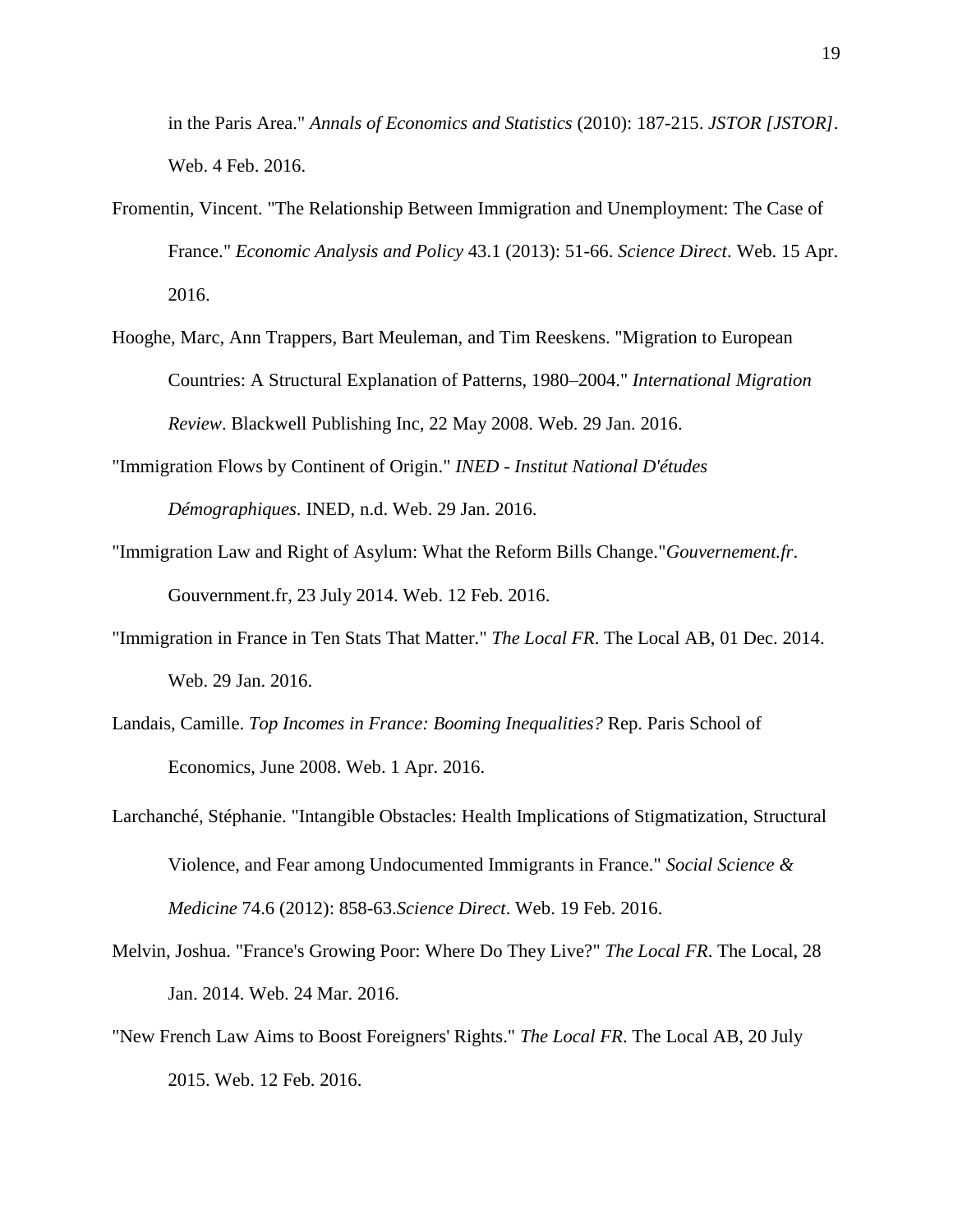in the Paris Area." *Annals of Economics and Statistics* (2010): 187-215. *JSTOR [JSTOR]*. Web. 4 Feb. 2016.

Fromentin, Vincent. "The Relationship Between Immigration and Unemployment: The Case of France." *Economic Analysis and Policy* 43.1 (2013): 51-66. *Science Direct*. Web. 15 Apr. 2016.

Hooghe, Marc, Ann Trappers, Bart Meuleman, and Tim Reeskens. "Migration to European Countries: A Structural Explanation of Patterns, 1980–2004." *International Migration Review*. Blackwell Publishing Inc, 22 May 2008. Web. 29 Jan. 2016.

"Immigration Flows by Continent of Origin." *INED - Institut National D'études Démographiques*. INED, n.d. Web. 29 Jan. 2016.

"Immigration Law and Right of Asylum: What the Reform Bills Change."*Gouvernement.fr*. Gouvernment.fr, 23 July 2014. Web. 12 Feb. 2016.

"Immigration in France in Ten Stats That Matter." *The Local FR*. The Local AB, 01 Dec. 2014. Web. 29 Jan. 2016.

Landais, Camille. *Top Incomes in France: Booming Inequalities?* Rep. Paris School of Economics, June 2008. Web. 1 Apr. 2016.

Larchanché, Stéphanie. "Intangible Obstacles: Health Implications of Stigmatization, Structural Violence, and Fear among Undocumented Immigrants in France." *Social Science & Medicine* 74.6 (2012): 858-63.*Science Direct*. Web. 19 Feb. 2016.

Melvin, Joshua. "France's Growing Poor: Where Do They Live?" *The Local FR*. The Local, 28 Jan. 2014. Web. 24 Mar. 2016.

"New French Law Aims to Boost Foreigners' Rights." *The Local FR*. The Local AB, 20 July 2015. Web. 12 Feb. 2016.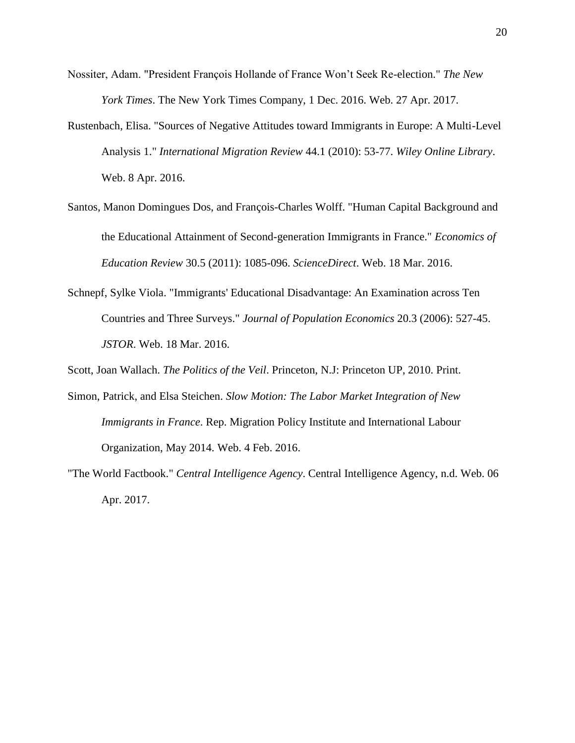Nossiter, Adam. "President François Hollande of France Won't Seek Re-election." *The New York Times*. The New York Times Company, 1 Dec. 2016. Web. 27 Apr. 2017.

Rustenbach, Elisa. "Sources of Negative Attitudes toward Immigrants in Europe: A Multi-Level Analysis 1." *International Migration Review* 44.1 (2010): 53-77. *Wiley Online Library*. Web. 8 Apr. 2016.

Santos, Manon Domingues Dos, and François-Charles Wolff. "Human Capital Background and the Educational Attainment of Second-generation Immigrants in France." *Economics of Education Review* 30.5 (2011): 1085-096. *ScienceDirect*. Web. 18 Mar. 2016.

Schnepf, Sylke Viola. "Immigrants' Educational Disadvantage: An Examination across Ten Countries and Three Surveys." *Journal of Population Economics* 20.3 (2006): 527-45. *JSTOR*. Web. 18 Mar. 2016.

Scott, Joan Wallach. *The Politics of the Veil*. Princeton, N.J: Princeton UP, 2010. Print.

Simon, Patrick, and Elsa Steichen. *Slow Motion: The Labor Market Integration of New Immigrants in France*. Rep. Migration Policy Institute and International Labour Organization, May 2014. Web. 4 Feb. 2016.

"The World Factbook." *Central Intelligence Agency*. Central Intelligence Agency, n.d. Web. 06 Apr. 2017.